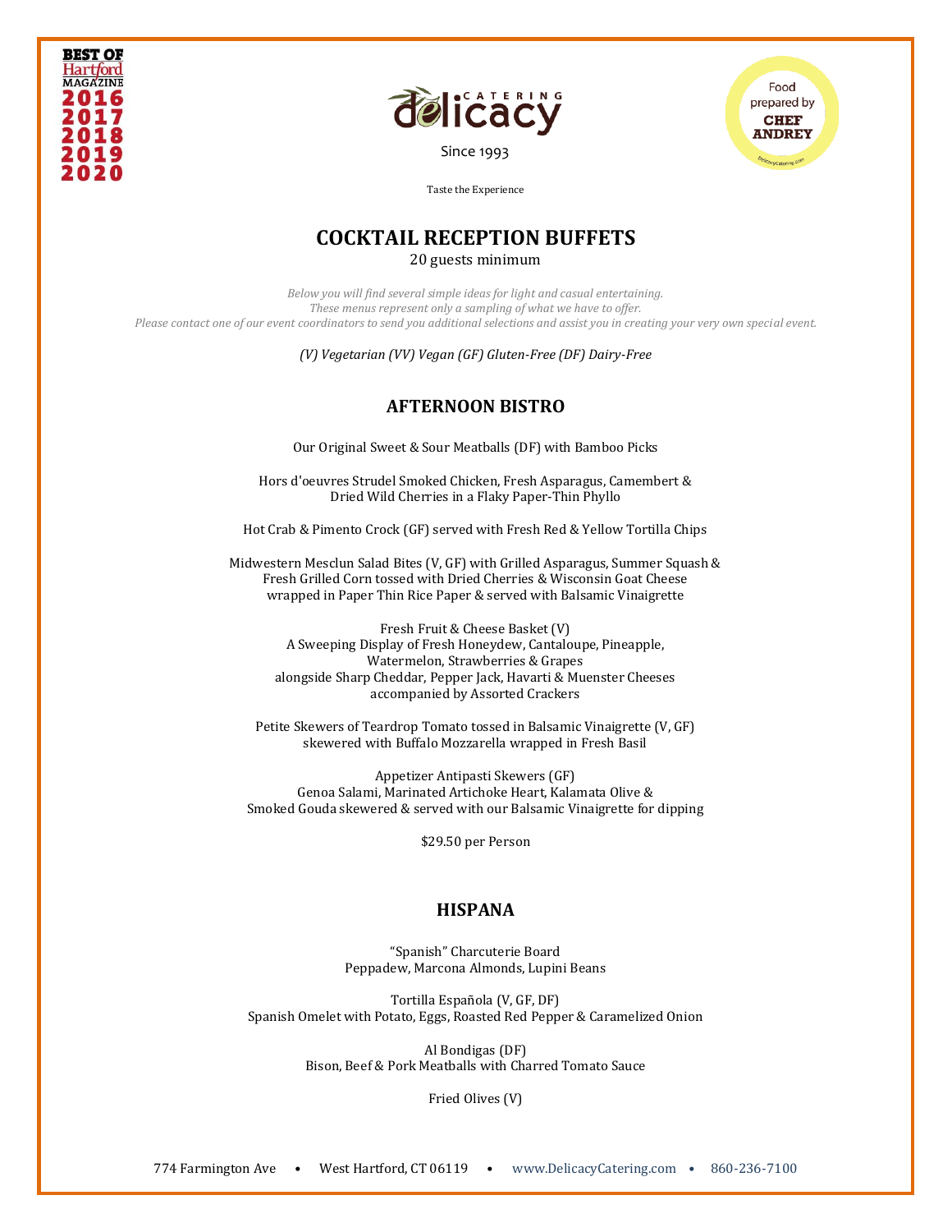BEST OF Hartford MAGAZINE 2016 2017 2018 2019 2020

Delicacy CATERING

Since 1993

Food prepared by CHEF ANDREY

Taste the Experience

# COCKTAIL RECEPTION BUFFETS

20 guests minimum

*Below you will find several simple ideas for light and casual entertaining.*
*These menus represent only a sampling of what we have to offer.*
*Please contact one of our event coordinators to send you additional selections and assist you in creating your very own special event.*

*(V) Vegetarian (VV) Vegan (GF) Gluten-Free (DF) Dairy-Free*

## AFTERNOON BISTRO

Our Original Sweet & Sour Meatballs (DF) with Bamboo Picks

Hors d'oeuvres Strudel Smoked Chicken, Fresh Asparagus, Camembert &
Dried Wild Cherries in a Flaky Paper-Thin Phyllo

Hot Crab & Pimento Crock (GF) served with Fresh Red & Yellow Tortilla Chips

Midwestern Mesclun Salad Bites (V, GF) with Grilled Asparagus, Summer Squash &
Fresh Grilled Corn tossed with Dried Cherries & Wisconsin Goat Cheese
wrapped in Paper Thin Rice Paper & served with Balsamic Vinaigrette

Fresh Fruit & Cheese Basket (V)
A Sweeping Display of Fresh Honeydew, Cantaloupe, Pineapple,
Watermelon, Strawberries & Grapes
alongside Sharp Cheddar, Pepper Jack, Havarti & Muenster Cheeses
accompanied by Assorted Crackers

Petite Skewers of Teardrop Tomato tossed in Balsamic Vinaigrette (V, GF)
skewered with Buffalo Mozzarella wrapped in Fresh Basil

Appetizer Antipasti Skewers (GF)
Genoa Salami, Marinated Artichoke Heart, Kalamata Olive &
Smoked Gouda skewered & served with our Balsamic Vinaigrette for dipping

$29.50 per Person

## HISPANA

"Spanish" Charcuterie Board
Peppadew, Marcona Almonds, Lupini Beans

Tortilla Española (V, GF, DF)
Spanish Omelet with Potato, Eggs, Roasted Red Pepper & Caramelized Onion

Al Bondigas (DF)
Bison, Beef & Pork Meatballs with Charred Tomato Sauce

Fried Olives (V)

774 Farmington Ave • West Hartford, CT 06119 • www.DelicacyCatering.com • 860-236-7100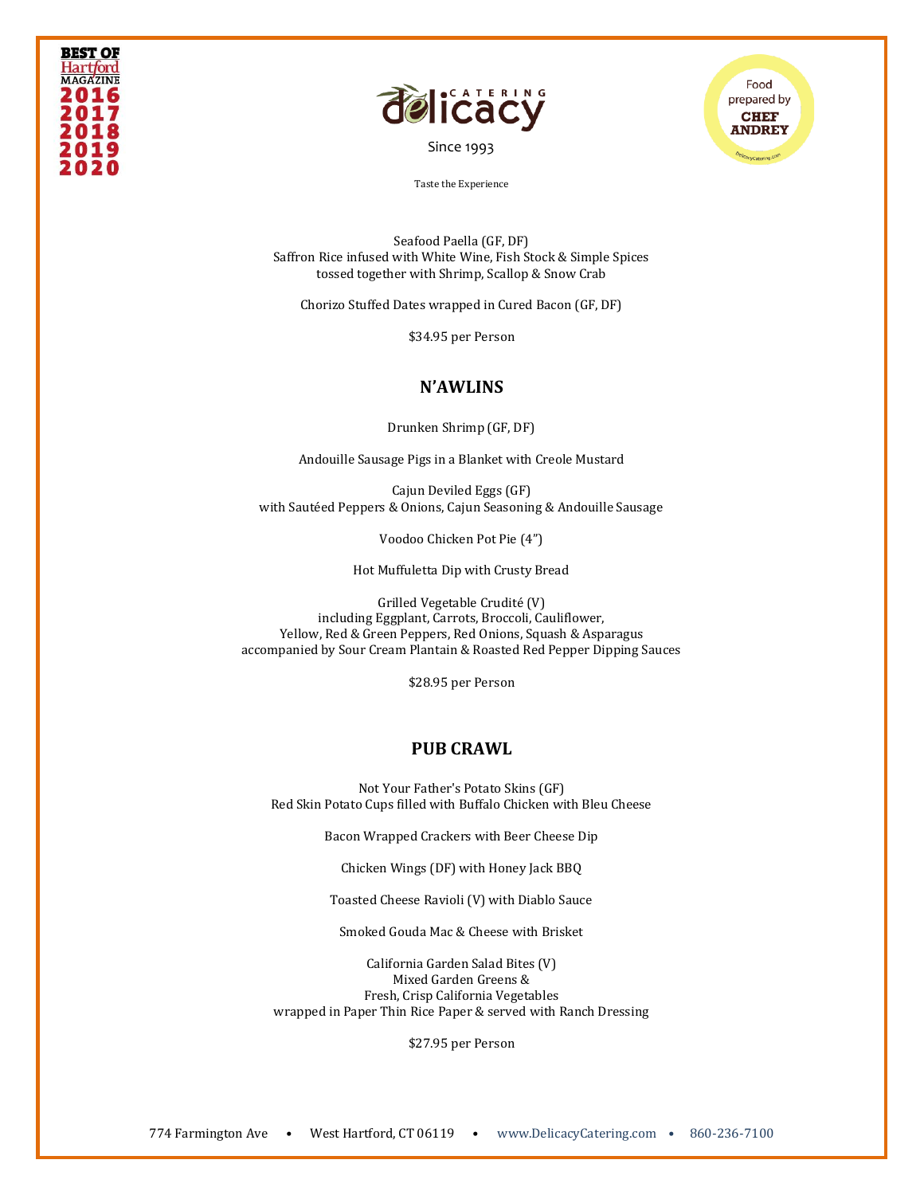Seafood Paella (GF, DF)
Saffron Rice infused with White Wine, Fish Stock & Simple Spices
tossed together with Shrimp, Scallop & Snow Crab

Chorizo Stuffed Dates wrapped in Cured Bacon (GF, DF)

$34.95 per Person

## N'AWLINS

Drunken Shrimp (GF, DF)

Andouille Sausage Pigs in a Blanket with Creole Mustard

Cajun Deviled Eggs (GF)
with Sautéed Peppers & Onions, Cajun Seasoning & Andouille Sausage

Voodoo Chicken Pot Pie (4")

Hot Muffuletta Dip with Crusty Bread

Grilled Vegetable Crudité (V)
including Eggplant, Carrots, Broccoli, Cauliflower,
Yellow, Red & Green Peppers, Red Onions, Squash & Asparagus
accompanied by Sour Cream Plantain & Roasted Red Pepper Dipping Sauces

$28.95 per Person

## PUB CRAWL

Not Your Father's Potato Skins (GF)
Red Skin Potato Cups filled with Buffalo Chicken with Bleu Cheese

Bacon Wrapped Crackers with Beer Cheese Dip

Chicken Wings (DF) with Honey Jack BBQ

Toasted Cheese Ravioli (V) with Diablo Sauce

Smoked Gouda Mac & Cheese with Brisket

California Garden Salad Bites (V)
Mixed Garden Greens &
Fresh, Crisp California Vegetables
wrapped in Paper Thin Rice Paper & served with Ranch Dressing

$27.95 per Person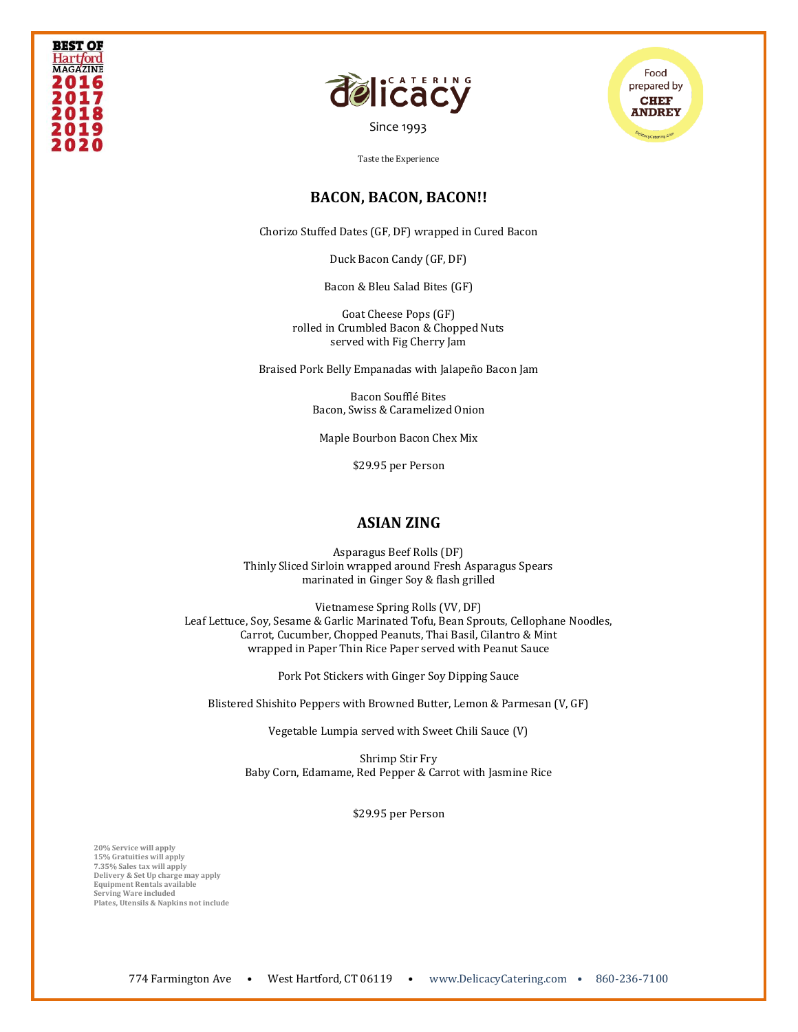BEST OF Hartford MAGAZINE 2016 2017 2018 2019 2020

CATERING delicacy

Since 1993

Taste the Experience

Food prepared by CHEF ANDREY

## BACON, BACON, BACON!!

Chorizo Stuffed Dates (GF, DF) wrapped in Cured Bacon

Duck Bacon Candy (GF, DF)

Bacon & Bleu Salad Bites (GF)

Goat Cheese Pops (GF)
rolled in Crumbled Bacon & Chopped Nuts
served with Fig Cherry Jam

Braised Pork Belly Empanadas with Jalapeño Bacon Jam

Bacon Soufflé Bites
Bacon, Swiss & Caramelized Onion

Maple Bourbon Bacon Chex Mix

$29.95 per Person

## ASIAN ZING

Asparagus Beef Rolls (DF)
Thinly Sliced Sirloin wrapped around Fresh Asparagus Spears
marinated in Ginger Soy & flash grilled

Vietnamese Spring Rolls (VV, DF)
Leaf Lettuce, Soy, Sesame & Garlic Marinated Tofu, Bean Sprouts, Cellophane Noodles,
Carrot, Cucumber, Chopped Peanuts, Thai Basil, Cilantro & Mint
wrapped in Paper Thin Rice Paper served with Peanut Sauce

Pork Pot Stickers with Ginger Soy Dipping Sauce

Blistered Shishito Peppers with Browned Butter, Lemon & Parmesan (V, GF)

Vegetable Lumpia served with Sweet Chili Sauce (V)

Shrimp Stir Fry
Baby Corn, Edamame, Red Pepper & Carrot with Jasmine Rice

$29.95 per Person

**20% Service will apply**
**15% Gratuities will apply**
**7.35% Sales tax will apply**
**Delivery & Set Up charge may apply**
**Equipment Rentals available**
**Serving Ware included**
**Plates, Utensils & Napkins not include**

774 Farmington Ave • West Hartford, CT 06119 • www.DelicacyCatering.com • 860-236-7100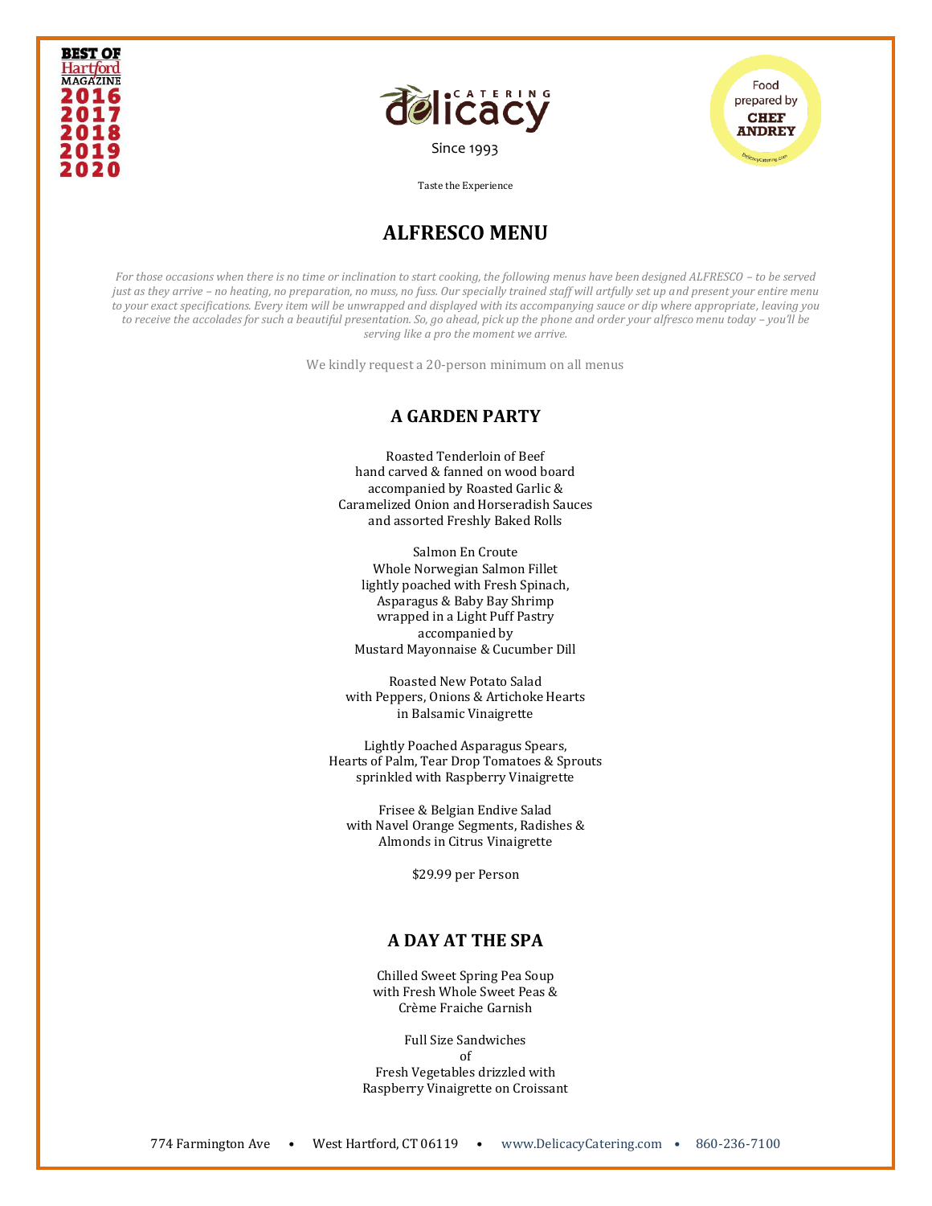BEST OF Hartford MAGAZINE 2016 2017 2018 2019 2020

delicacy CATERING

Since 1993

Taste the Experience

Food prepared by CHEF ANDREY

# ALFRESCO MENU

*For those occasions when there is no time or inclination to start cooking, the following menus have been designed ALFRESCO – to be served just as they arrive – no heating, no preparation, no muss, no fuss. Our specially trained staff will artfully set up and present your entire menu to your exact specifications. Every item will be unwrapped and displayed with its accompanying sauce or dip where appropriate, leaving you to receive the accolades for such a beautiful presentation. So, go ahead, pick up the phone and order your alfresco menu today – you'll be serving like a pro the moment we arrive.*

We kindly request a 20-person minimum on all menus

## A GARDEN PARTY

Roasted Tenderloin of Beef
hand carved & fanned on wood board
accompanied by Roasted Garlic &
Caramelized Onion and Horseradish Sauces
and assorted Freshly Baked Rolls

Salmon En Croute
Whole Norwegian Salmon Fillet
lightly poached with Fresh Spinach,
Asparagus & Baby Bay Shrimp
wrapped in a Light Puff Pastry
accompanied by
Mustard Mayonnaise & Cucumber Dill

Roasted New Potato Salad
with Peppers, Onions & Artichoke Hearts
in Balsamic Vinaigrette

Lightly Poached Asparagus Spears,
Hearts of Palm, Tear Drop Tomatoes & Sprouts
sprinkled with Raspberry Vinaigrette

Frisee & Belgian Endive Salad
with Navel Orange Segments, Radishes &
Almonds in Citrus Vinaigrette

$29.99 per Person

## A DAY AT THE SPA

Chilled Sweet Spring Pea Soup
with Fresh Whole Sweet Peas &
Crème Fraiche Garnish

Full Size Sandwiches
of
Fresh Vegetables drizzled with
Raspberry Vinaigrette on Croissant

774 Farmington Ave • West Hartford, CT 06119 • www.DelicacyCatering.com • 860-236-7100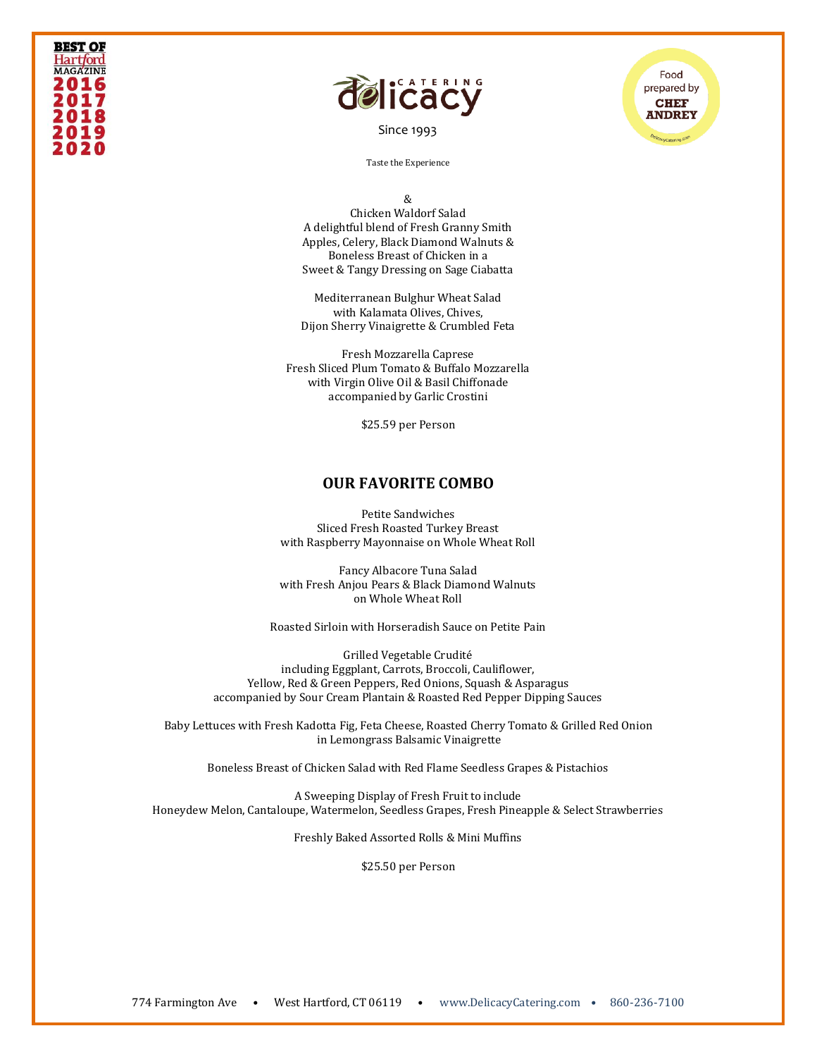&
Chicken Waldorf Salad
A delightful blend of Fresh Granny Smith Apples, Celery, Black Diamond Walnuts & Boneless Breast of Chicken in a Sweet & Tangy Dressing on Sage Ciabatta

Mediterranean Bulghur Wheat Salad
with Kalamata Olives, Chives, Dijon Sherry Vinaigrette & Crumbled Feta

Fresh Mozzarella Caprese
Fresh Sliced Plum Tomato & Buffalo Mozzarella with Virgin Olive Oil & Basil Chiffonade accompanied by Garlic Crostini

$25.59 per Person

## OUR FAVORITE COMBO

Petite Sandwiches
Sliced Fresh Roasted Turkey Breast
with Raspberry Mayonnaise on Whole Wheat Roll

Fancy Albacore Tuna Salad
with Fresh Anjou Pears & Black Diamond Walnuts
on Whole Wheat Roll

Roasted Sirloin with Horseradish Sauce on Petite Pain

Grilled Vegetable Crudité
including Eggplant, Carrots, Broccoli, Cauliflower, Yellow, Red & Green Peppers, Red Onions, Squash & Asparagus accompanied by Sour Cream Plantain & Roasted Red Pepper Dipping Sauces

Baby Lettuces with Fresh Kadotta Fig, Feta Cheese, Roasted Cherry Tomato & Grilled Red Onion in Lemongrass Balsamic Vinaigrette

Boneless Breast of Chicken Salad with Red Flame Seedless Grapes & Pistachios

A Sweeping Display of Fresh Fruit to include
Honeydew Melon, Cantaloupe, Watermelon, Seedless Grapes, Fresh Pineapple & Select Strawberries

Freshly Baked Assorted Rolls & Mini Muffins

$25.50 per Person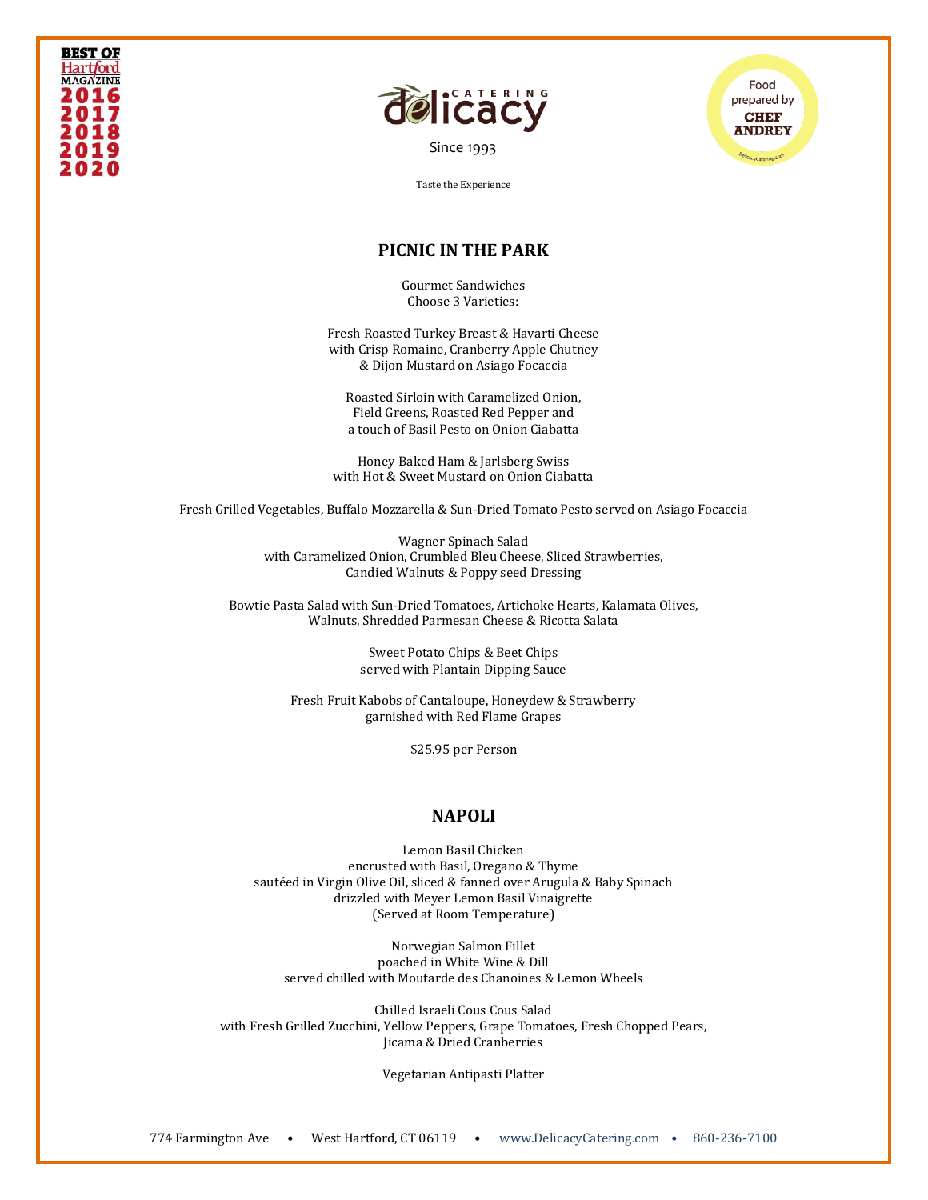BEST OF Hartford MAGAZINE 2016 2017 2018 2019 2020

delicacy CATERING

Since 1993

Taste the Experience

Food prepared by CHEF ANDREY

## PICNIC IN THE PARK

Gourmet Sandwiches
Choose 3 Varieties:

Fresh Roasted Turkey Breast & Havarti Cheese
with Crisp Romaine, Cranberry Apple Chutney
& Dijon Mustard on Asiago Focaccia

Roasted Sirloin with Caramelized Onion,
Field Greens, Roasted Red Pepper and
a touch of Basil Pesto on Onion Ciabatta

Honey Baked Ham & Jarlsberg Swiss
with Hot & Sweet Mustard on Onion Ciabatta

Fresh Grilled Vegetables, Buffalo Mozzarella & Sun-Dried Tomato Pesto served on Asiago Focaccia

Wagner Spinach Salad
with Caramelized Onion, Crumbled Bleu Cheese, Sliced Strawberries,
Candied Walnuts & Poppy seed Dressing

Bowtie Pasta Salad with Sun-Dried Tomatoes, Artichoke Hearts, Kalamata Olives,
Walnuts, Shredded Parmesan Cheese & Ricotta Salata

Sweet Potato Chips & Beet Chips
served with Plantain Dipping Sauce

Fresh Fruit Kabobs of Cantaloupe, Honeydew & Strawberry
garnished with Red Flame Grapes

$25.95 per Person

## NAPOLI

Lemon Basil Chicken
encrusted with Basil, Oregano & Thyme
sautéed in Virgin Olive Oil, sliced & fanned over Arugula & Baby Spinach
drizzled with Meyer Lemon Basil Vinaigrette
(Served at Room Temperature)

Norwegian Salmon Fillet
poached in White Wine & Dill
served chilled with Moutarde des Chanoines & Lemon Wheels

Chilled Israeli Cous Cous Salad
with Fresh Grilled Zucchini, Yellow Peppers, Grape Tomatoes, Fresh Chopped Pears,
Jicama & Dried Cranberries

Vegetarian Antipasti Platter

774 Farmington Ave • West Hartford, CT 06119 • www.DelicacyCatering.com • 860-236-7100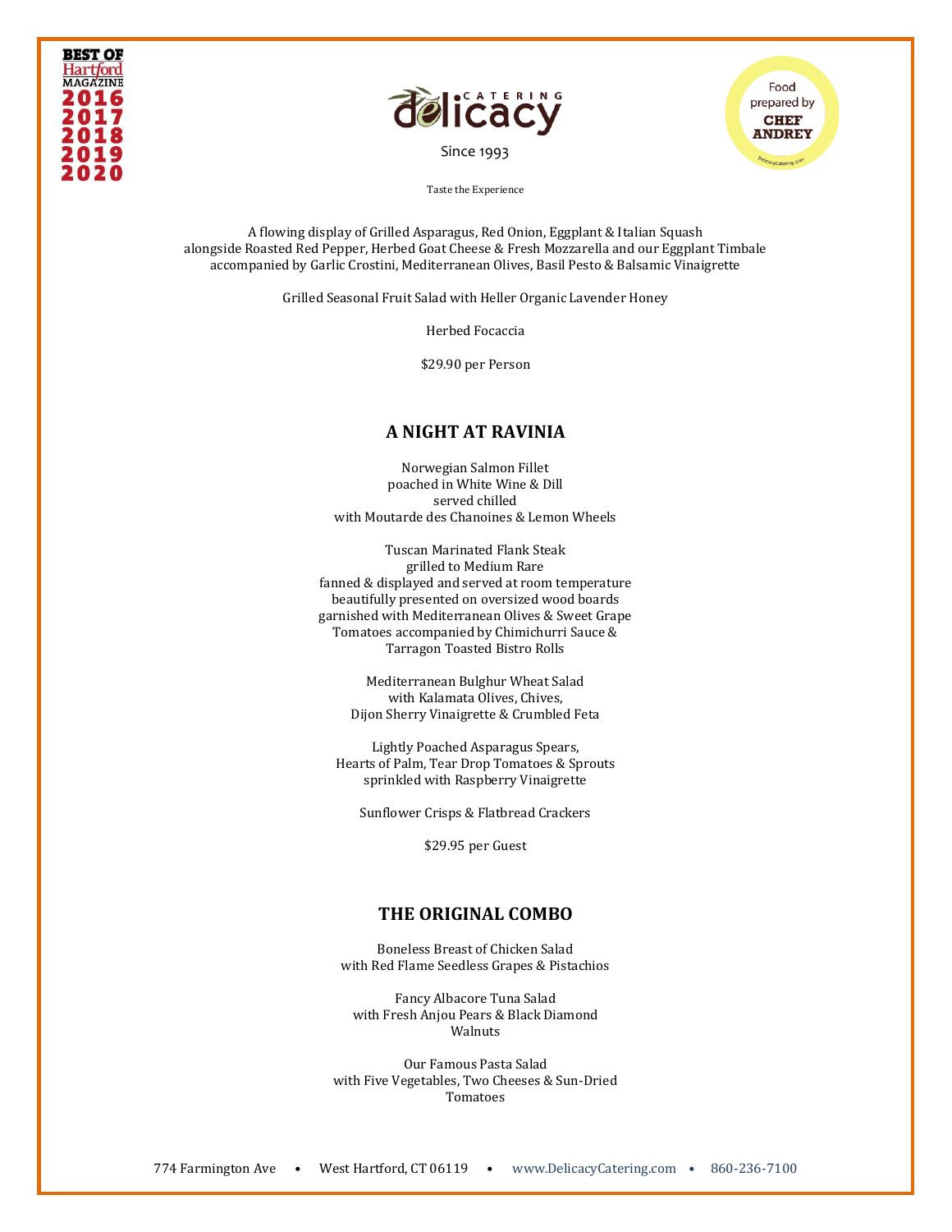A flowing display of Grilled Asparagus, Red Onion, Eggplant & Italian Squash
alongside Roasted Red Pepper, Herbed Goat Cheese & Fresh Mozzarella and our Eggplant Timbale
accompanied by Garlic Crostini, Mediterranean Olives, Basil Pesto & Balsamic Vinaigrette

Grilled Seasonal Fruit Salad with Heller Organic Lavender Honey

Herbed Focaccia

$29.90 per Person

## A NIGHT AT RAVINIA

Norwegian Salmon Fillet
poached in White Wine & Dill
served chilled
with Moutarde des Chanoines & Lemon Wheels

Tuscan Marinated Flank Steak
grilled to Medium Rare
fanned & displayed and served at room temperature
beautifully presented on oversized wood boards
garnished with Mediterranean Olives & Sweet Grape
Tomatoes accompanied by Chimichurri Sauce &
Tarragon Toasted Bistro Rolls

Mediterranean Bulghur Wheat Salad
with Kalamata Olives, Chives,
Dijon Sherry Vinaigrette & Crumbled Feta

Lightly Poached Asparagus Spears,
Hearts of Palm, Tear Drop Tomatoes & Sprouts
sprinkled with Raspberry Vinaigrette

Sunflower Crisps & Flatbread Crackers

$29.95 per Guest

## THE ORIGINAL COMBO

Boneless Breast of Chicken Salad
with Red Flame Seedless Grapes & Pistachios

Fancy Albacore Tuna Salad
with Fresh Anjou Pears & Black Diamond
Walnuts

Our Famous Pasta Salad
with Five Vegetables, Two Cheeses & Sun-Dried
Tomatoes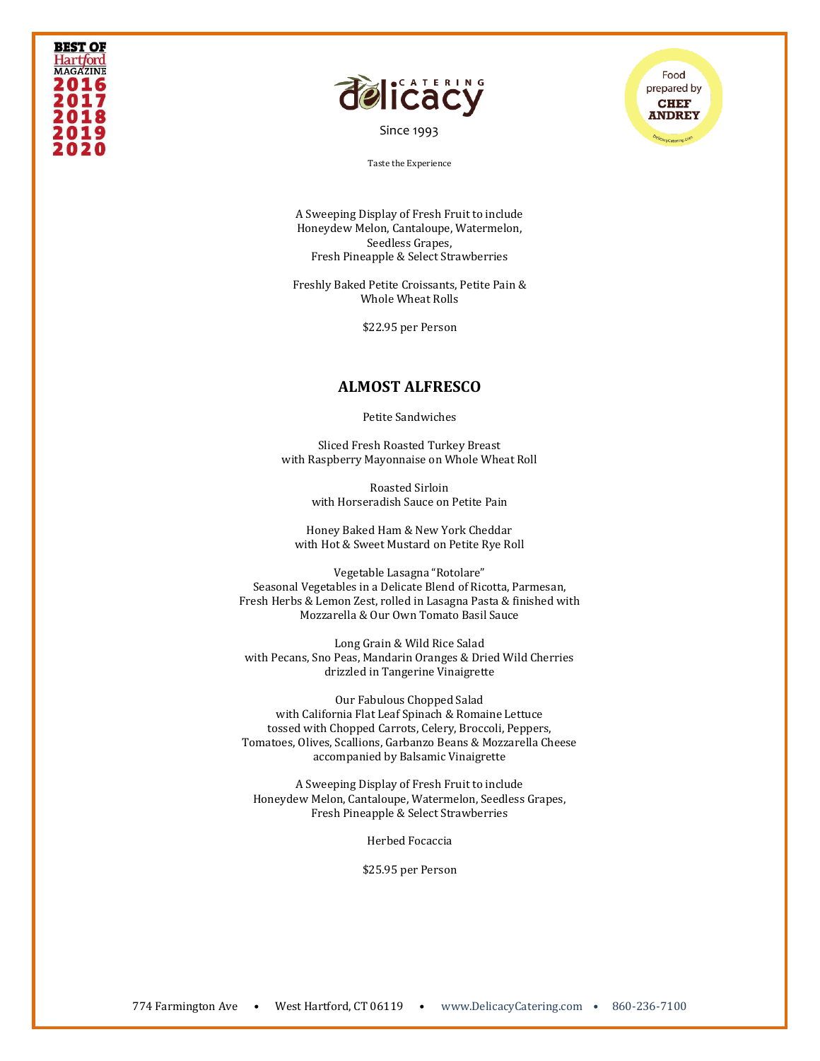A Sweeping Display of Fresh Fruit to include
Honeydew Melon, Cantaloupe, Watermelon,
Seedless Grapes,
Fresh Pineapple & Select Strawberries

Freshly Baked Petite Croissants, Petite Pain &
Whole Wheat Rolls

$22.95 per Person

## ALMOST ALFRESCO

Petite Sandwiches

Sliced Fresh Roasted Turkey Breast
with Raspberry Mayonnaise on Whole Wheat Roll

Roasted Sirloin
with Horseradish Sauce on Petite Pain

Honey Baked Ham & New York Cheddar
with Hot & Sweet Mustard on Petite Rye Roll

Vegetable Lasagna "Rotolare"
Seasonal Vegetables in a Delicate Blend of Ricotta, Parmesan,
Fresh Herbs & Lemon Zest, rolled in Lasagna Pasta & finished with
Mozzarella & Our Own Tomato Basil Sauce

Long Grain & Wild Rice Salad
with Pecans, Sno Peas, Mandarin Oranges & Dried Wild Cherries
drizzled in Tangerine Vinaigrette

Our Fabulous Chopped Salad
with California Flat Leaf Spinach & Romaine Lettuce
tossed with Chopped Carrots, Celery, Broccoli, Peppers,
Tomatoes, Olives, Scallions, Garbanzo Beans & Mozzarella Cheese
accompanied by Balsamic Vinaigrette

A Sweeping Display of Fresh Fruit to include
Honeydew Melon, Cantaloupe, Watermelon, Seedless Grapes,
Fresh Pineapple & Select Strawberries

Herbed Focaccia

$25.95 per Person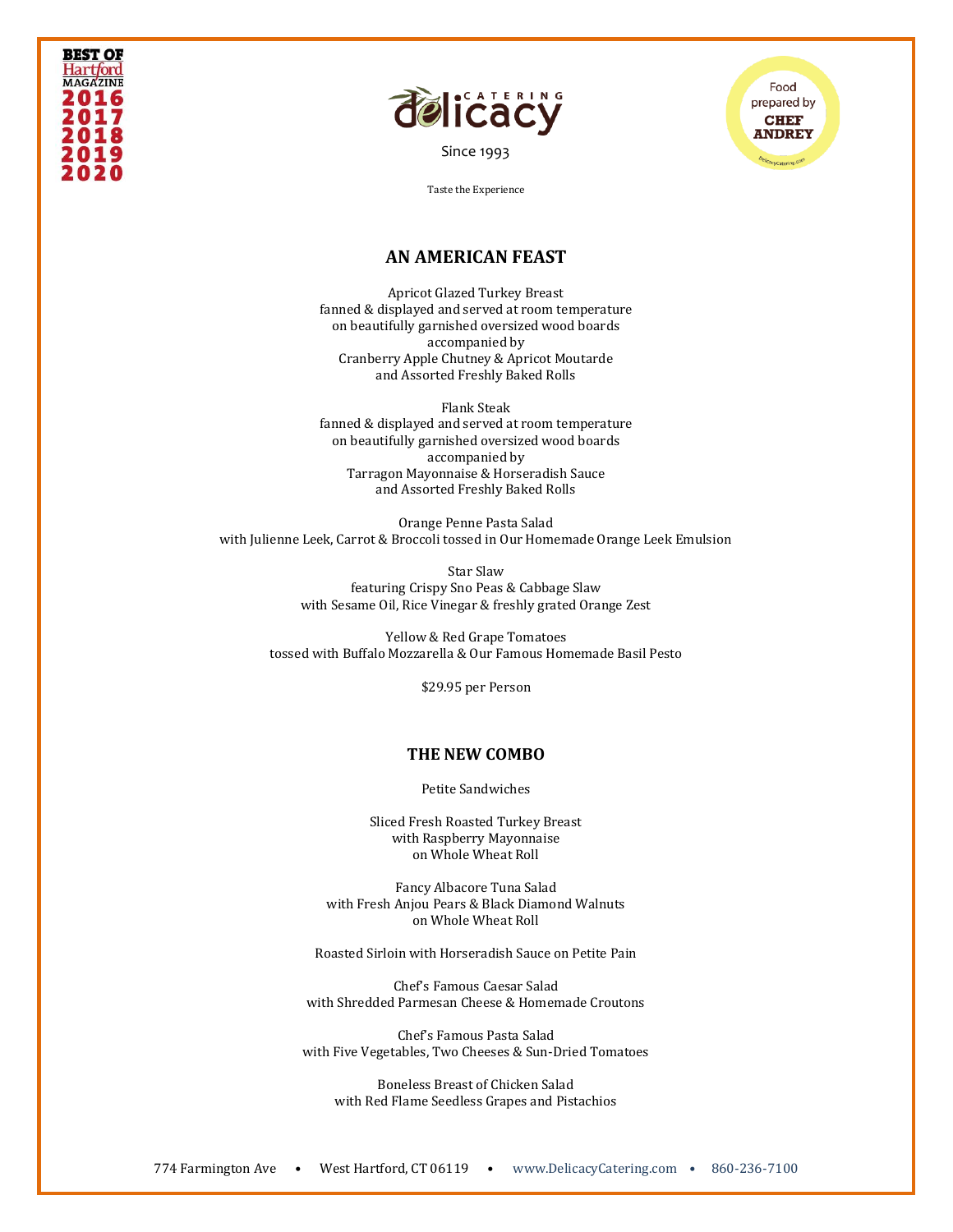BEST OF Hartford MAGAZINE 2016 2017 2018 2019 2020

CATERING delicacy

Since 1993

Taste the Experience

Food prepared by CHEF ANDREY

## AN AMERICAN FEAST

Apricot Glazed Turkey Breast
fanned & displayed and served at room temperature
on beautifully garnished oversized wood boards
accompanied by
Cranberry Apple Chutney & Apricot Moutarde
and Assorted Freshly Baked Rolls

Flank Steak
fanned & displayed and served at room temperature
on beautifully garnished oversized wood boards
accompanied by
Tarragon Mayonnaise & Horseradish Sauce
and Assorted Freshly Baked Rolls

Orange Penne Pasta Salad
with Julienne Leek, Carrot & Broccoli tossed in Our Homemade Orange Leek Emulsion

Star Slaw
featuring Crispy Sno Peas & Cabbage Slaw
with Sesame Oil, Rice Vinegar & freshly grated Orange Zest

Yellow & Red Grape Tomatoes
tossed with Buffalo Mozzarella & Our Famous Homemade Basil Pesto

$29.95 per Person

## THE NEW COMBO

Petite Sandwiches

Sliced Fresh Roasted Turkey Breast
with Raspberry Mayonnaise
on Whole Wheat Roll

Fancy Albacore Tuna Salad
with Fresh Anjou Pears & Black Diamond Walnuts
on Whole Wheat Roll

Roasted Sirloin with Horseradish Sauce on Petite Pain

Chef's Famous Caesar Salad
with Shredded Parmesan Cheese & Homemade Croutons

Chef's Famous Pasta Salad
with Five Vegetables, Two Cheeses & Sun-Dried Tomatoes

Boneless Breast of Chicken Salad
with Red Flame Seedless Grapes and Pistachios

774 Farmington Ave • West Hartford, CT 06119 • www.DelicacyCatering.com • 860-236-7100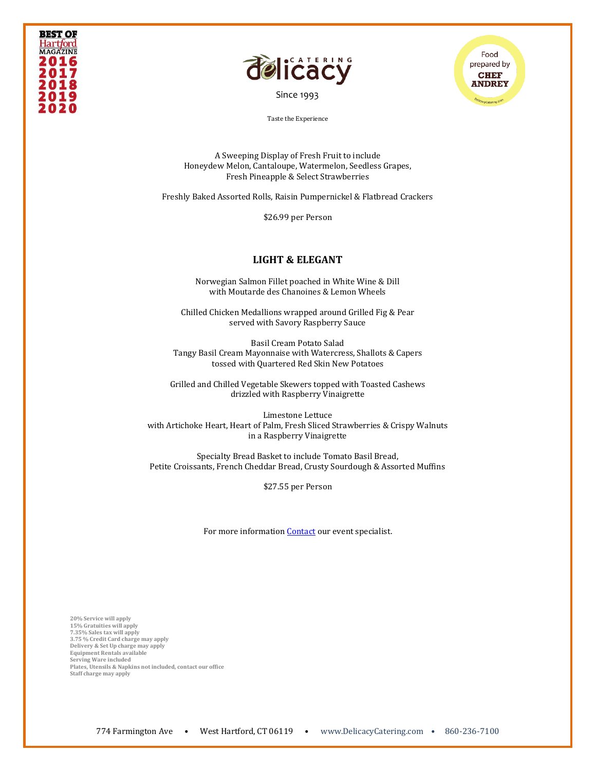Since 1993

Taste the Experience

A Sweeping Display of Fresh Fruit to include
Honeydew Melon, Cantaloupe, Watermelon, Seedless Grapes,
Fresh Pineapple & Select Strawberries

Freshly Baked Assorted Rolls, Raisin Pumpernickel & Flatbread Crackers

$26.99 per Person

## LIGHT & ELEGANT

Norwegian Salmon Fillet poached in White Wine & Dill
with Moutarde des Chanoines & Lemon Wheels

Chilled Chicken Medallions wrapped around Grilled Fig & Pear
served with Savory Raspberry Sauce

Basil Cream Potato Salad
Tangy Basil Cream Mayonnaise with Watercress, Shallots & Capers
tossed with Quartered Red Skin New Potatoes

Grilled and Chilled Vegetable Skewers topped with Toasted Cashews
drizzled with Raspberry Vinaigrette

Limestone Lettuce
with Artichoke Heart, Heart of Palm, Fresh Sliced Strawberries & Crispy Walnuts
in a Raspberry Vinaigrette

Specialty Bread Basket to include Tomato Basil Bread,
Petite Croissants, French Cheddar Bread, Crusty Sourdough & Assorted Muffins

$27.55 per Person

For more information Contact our event specialist.

**20% Service will apply**
**15% Gratuities will apply**
**7.35% Sales tax will apply**
**3.75 % Credit Card charge may apply**
**Delivery & Set Up charge may apply**
**Equipment Rentals available**
**Serving Ware included**
**Plates, Utensils & Napkins not included, contact our office**
**Staff charge may apply**

774 Farmington Ave • West Hartford, CT 06119 • www.DelicacyCatering.com • 860-236-7100